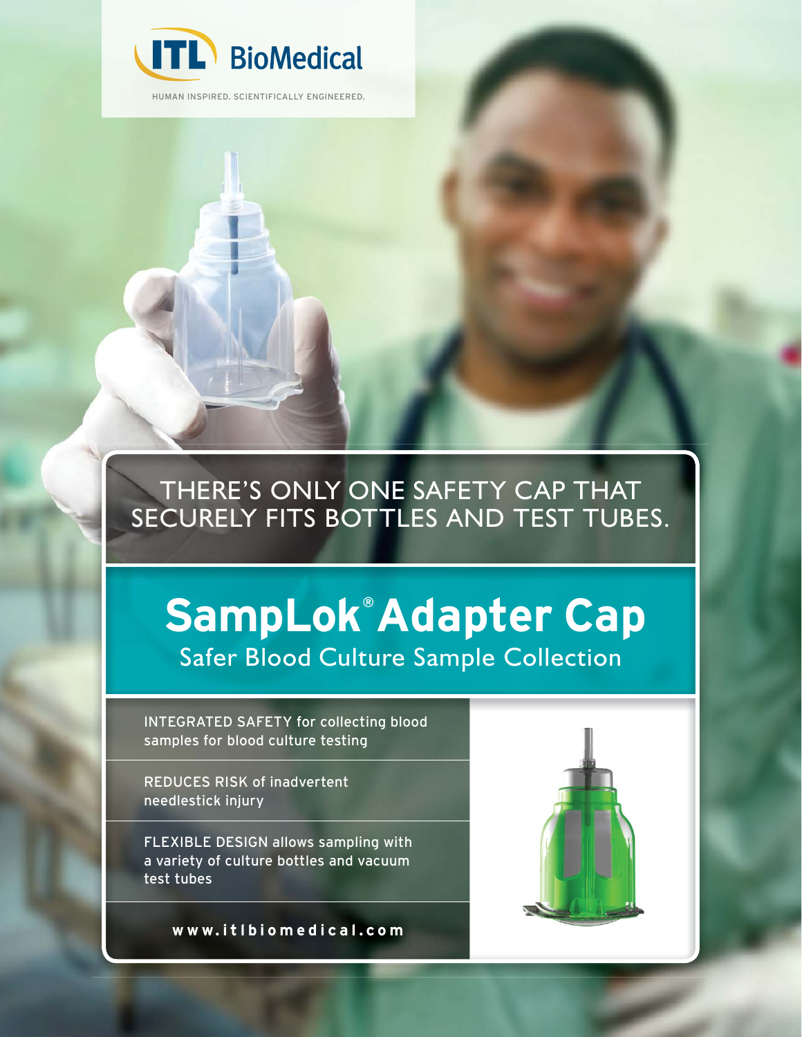ITL BioMedical

HUMAN INSPIRED. SCIENTIFICALLY ENGINEERED.

THERE'S ONLY ONE SAFETY CAP THAT SECURELY FITS BOTTLES AND TEST TUBES.

# SampLok® Adapter Cap

## Safer Blood Culture Sample Collection

INTEGRATED SAFETY for collecting blood samples for blood culture testing

REDUCES RISK of inadvertent needlestick injury

FLEXIBLE DESIGN allows sampling with a variety of culture bottles and vacuum test tubes

**www.itlbiomedical.com**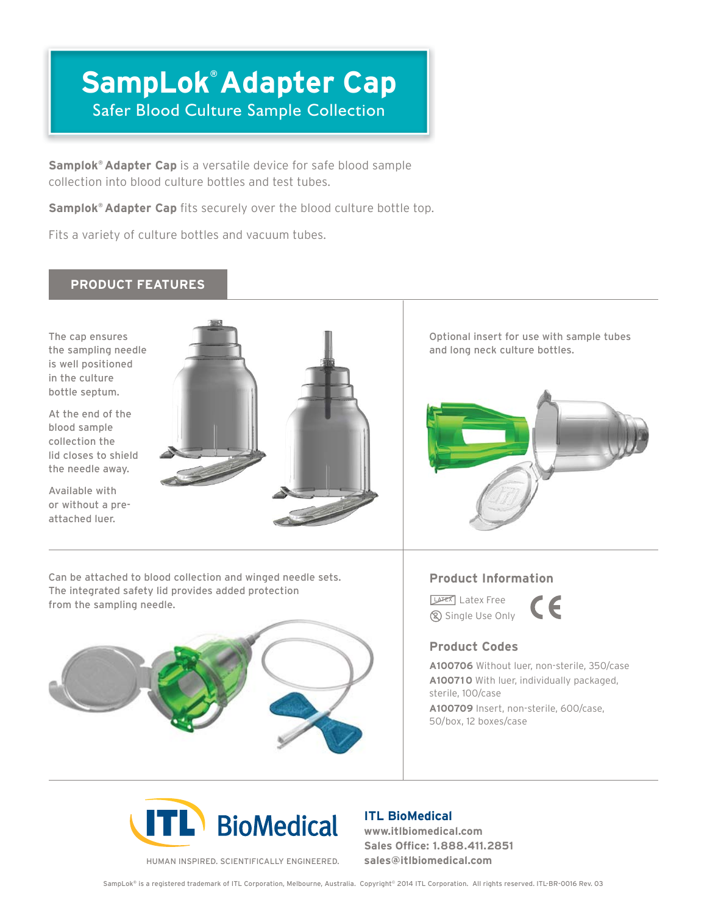# SampLok® Adapter Cap

## Safer Blood Culture Sample Collection

**Samplok® Adapter Cap** is a versatile device for safe blood sample collection into blood culture bottles and test tubes.

**Samplok® Adapter Cap** fits securely over the blood culture bottle top.

Fits a variety of culture bottles and vacuum tubes.

## PRODUCT FEATURES

The cap ensures the sampling needle is well positioned in the culture bottle septum.

At the end of the blood sample collection the lid closes to shield the needle away.

Available with or without a pre-attached luer.

Optional insert for use with sample tubes and long neck culture bottles.

Can be attached to blood collection and winged needle sets. The integrated safety lid provides added protection from the sampling needle.

### Product Information

LATEX Latex Free

Single Use Only

CE

### Product Codes

**A100706** Without luer, non-sterile, 350/case

**A100710** With luer, individually packaged, sterile, 100/case

**A100709** Insert, non-sterile, 600/case, 50/box, 12 boxes/case

ITL BioMedical

HUMAN INSPIRED. SCIENTIFICALLY ENGINEERED.

**ITL BioMedical**
**www.itlbiomedical.com**
**Sales Office: 1.888.411.2851**
**sales@itlbiomedical.com**

SampLok® is a registered trademark of ITL Corporation, Melbourne, Australia. Copyright© 2014 ITL Corporation. All rights reserved. ITL-BR-0016 Rev. 03